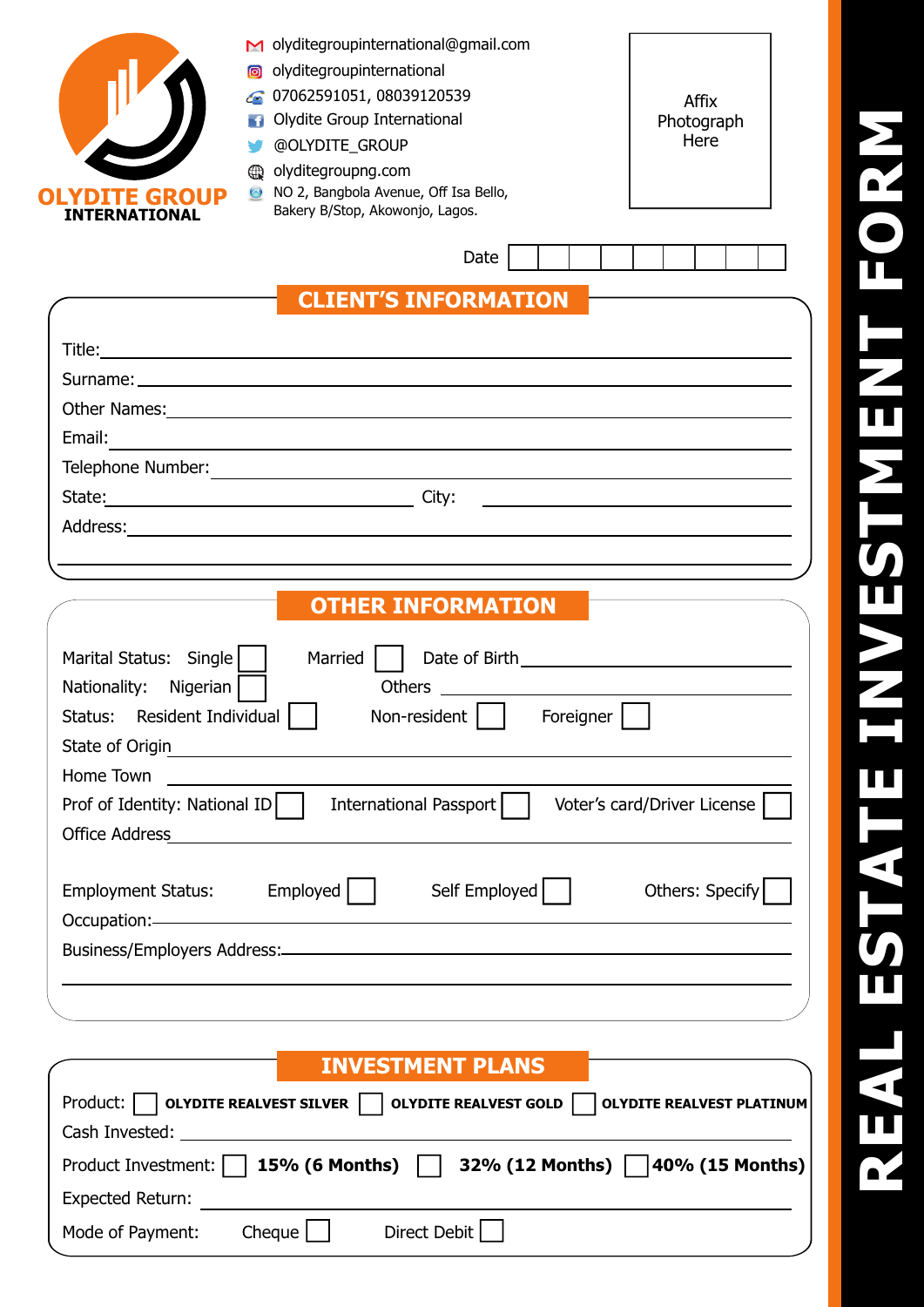# REAL ESTATE INVESTMENT FORM

**OLYDITE GROUP INTERNATIONAL**

- olyditegroupinternational@gmail.com
- olyditegroupinternational
- 07062591051, 08039120539
- Olydite Group International
- @OLYDITE_GROUP
- olyditegroupng.com
- NO 2, Bangbola Avenue, Off Isa Bello, Bakery B/Stop, Akowonjo, Lagos.

Affix Photograph Here

Date ☐☐☐☐☐☐☐☐☐

## CLIENT'S INFORMATION

Title: ____________________

Surname: ____________________

Other Names: ____________________

Email: ____________________

Telephone Number: ____________________

State: ____________________ City: ____________________

Address: ____________________

____________________

## OTHER INFORMATION

Marital Status: Single ☐ Married ☐ Date of Birth ____________________

Nationality: Nigerian ☐ Others ____________________

Status: Resident Individual ☐ Non-resident ☐ Foreigner ☐

State of Origin ____________________

Home Town ____________________

Prof of Identity: National ID ☐ International Passport ☐ Voter's card/Driver License ☐

Office Address ____________________

Employment Status: Employed ☐ Self Employed ☐ Others: Specify ☐

Occupation: ____________________

Business/Employers Address: ____________________

____________________

## INVESTMENT PLANS

Product: ☐ **OLYDITE REALVEST SILVER** ☐ **OLYDITE REALVEST GOLD** ☐ **OLYDITE REALVEST PLATINUM**

Cash Invested: ____________________

Product Investment: ☐ **15% (6 Months)** ☐ **32% (12 Months)** ☐ **40% (15 Months)**

Expected Return: ____________________

Mode of Payment: Cheque ☐ Direct Debit ☐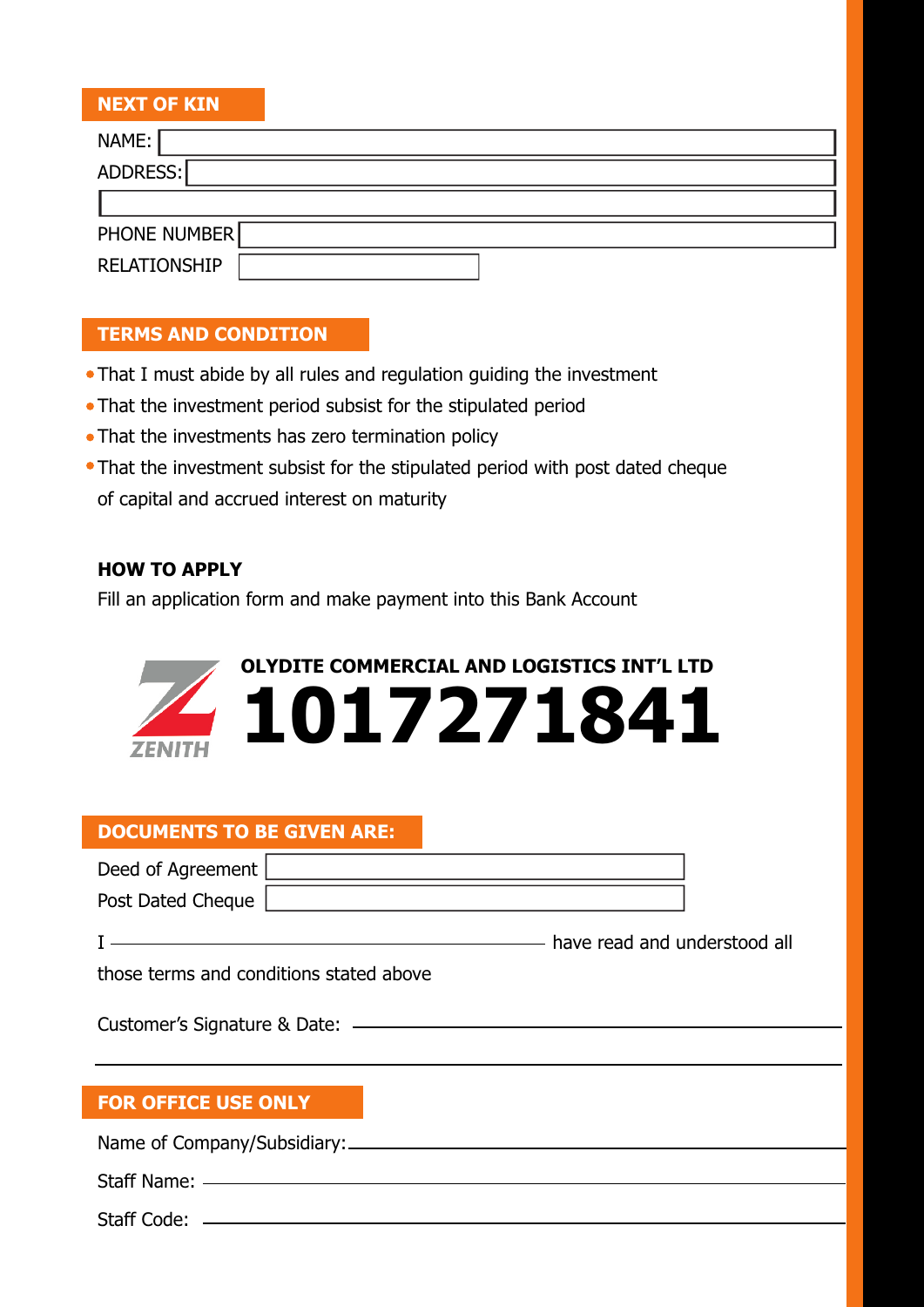## NEXT OF KIN

NAME:

ADDRESS:

PHONE NUMBER

RELATIONSHIP

## TERMS AND CONDITION

- That I must abide by all rules and regulation guiding the investment
- That the investment period subsist for the stipulated period
- That the investments has zero termination policy
- That the investment subsist for the stipulated period with post dated cheque of capital and accrued interest on maturity

**HOW TO APPLY**

Fill an application form and make payment into this Bank Account

ZENITH

**OLYDITE COMMERCIAL AND LOGISTICS INT'L LTD**

# 1017271841

## DOCUMENTS TO BE GIVEN ARE:

Deed of Agreement

Post Dated Cheque

I ________________________________ have read and understood all those terms and conditions stated above

Customer's Signature & Date: ________________________________

## FOR OFFICE USE ONLY

Name of Company/Subsidiary: ________________________________

Staff Name: ________________________________

Staff Code: ________________________________